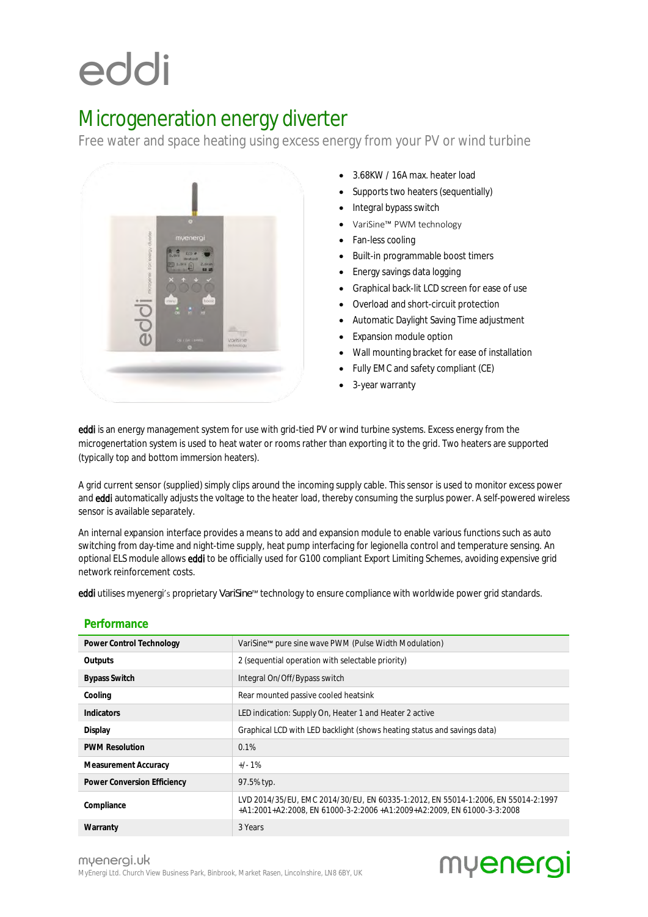# eddi

## Microgeneration energy diverter

Free water and space heating using excess energy from your PV or wind turbine

- 3.68KW / 16A max. heater load
- Supports two heaters (sequentially)
- Integral bypass switch
- VariSine™ PWM technology
- Fan-less cooling
- Built-in programmable boost timers
- Energy savings data logging
- Graphical back-lit LCD screen for ease of use
- Overload and short-circuit protection
- Automatic Daylight Saving Time adjustment
- Expansion module option
- Wall mounting bracket for ease of installation
- Fully EMC and safety compliant (CE)
- 3-year warranty

**eddi** is an energy management system for use with grid-tied PV or wind turbine systems. Excess energy from the microgenertation system is used to heat water or rooms rather than exporting it to the grid. Two heaters are supported (typically top and bottom immersion heaters).

A grid current sensor (supplied) simply clips around the incoming supply cable. This sensor is used to monitor excess power and **eddi** automatically adjusts the voltage to the heater load, thereby consuming the surplus power. A self-powered wireless sensor is available separately.

An internal expansion interface provides a means to add and expansion module to enable various functions such as auto switching from day-time and night-time supply, heat pump interfacing for legionella control and temperature sensing. An optional ELS module allows **eddi** to be officially used for G100 compliant Export Limiting Schemes, avoiding expensive grid network reinforcement costs.

**eddi** utilises myenergi's proprietary VariSine™ technology to ensure compliance with worldwide power grid standards.

### Performance

| | |
|---|---|
| **Power Control Technology** | VariSine™ pure sine wave PWM (Pulse Width Modulation) |
| **Outputs** | 2 (sequential operation with selectable priority) |
| **Bypass Switch** | Integral On/Off/Bypass switch |
| **Cooling** | Rear mounted passive cooled heatsink |
| **Indicators** | LED indication: Supply On, Heater 1 and Heater 2 active |
| **Display** | Graphical LCD with LED backlight (shows heating status and savings data) |
| **PWM Resolution** | 0.1% |
| **Measurement Accuracy** | +/- 1% |
| **Power Conversion Efficiency** | 97.5% typ. |
| **Compliance** | LVD 2014/35/EU, EMC 2014/30/EU, EN 60335-1:2012, EN 55014-1:2006, EN 55014-2:1997 +A1:2001+A2:2008, EN 61000-3-2:2006 +A1:2009+A2:2009, EN 61000-3-3:2008 |
| **Warranty** | 3 Years |

myenergi.uk
MyEnergi Ltd. Church View Business Park, Binbrook, Market Rasen, Lincolnshire, LN8 6BY, UK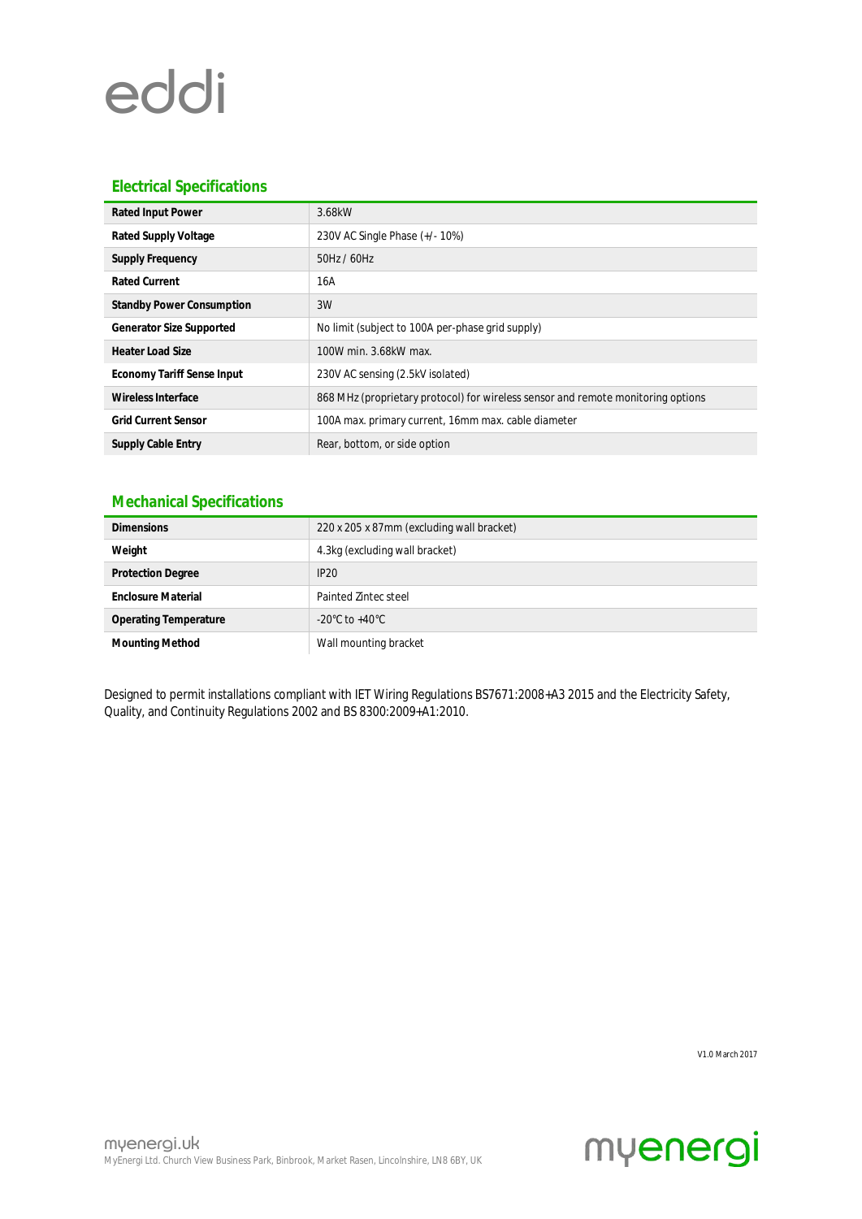# eddi

## Electrical Specifications

| | |
|---|---|
| **Rated Input Power** | 3.68kW |
| **Rated Supply Voltage** | 230V AC Single Phase (+/- 10%) |
| **Supply Frequency** | 50Hz / 60Hz |
| **Rated Current** | 16A |
| **Standby Power Consumption** | 3W |
| **Generator Size Supported** | No limit (subject to 100A per-phase grid supply) |
| **Heater Load Size** | 100W min. 3.68kW max. |
| **Economy Tariff Sense Input** | 230V AC sensing (2.5kV isolated) |
| **Wireless Interface** | 868 MHz (proprietary protocol) for wireless sensor and remote monitoring options |
| **Grid Current Sensor** | 100A max. primary current, 16mm max. cable diameter |
| **Supply Cable Entry** | Rear, bottom, or side option |

## Mechanical Specifications

| | |
|---|---|
| **Dimensions** | 220 x 205 x 87mm (excluding wall bracket) |
| **Weight** | 4.3kg (excluding wall bracket) |
| **Protection Degree** | IP20 |
| **Enclosure Material** | Painted Zintec steel |
| **Operating Temperature** | -20°C to +40°C |
| **Mounting Method** | Wall mounting bracket |

Designed to permit installations compliant with IET Wiring Regulations BS7671:2008+A3 2015 and the Electricity Safety, Quality, and Continuity Regulations 2002 and BS 8300:2009+A1:2010.

V1.0 March 2017

myenergi.uk
MyEnergi Ltd. Church View Business Park, Binbrook, Market Rasen, Lincolnshire, LN8 6BY, UK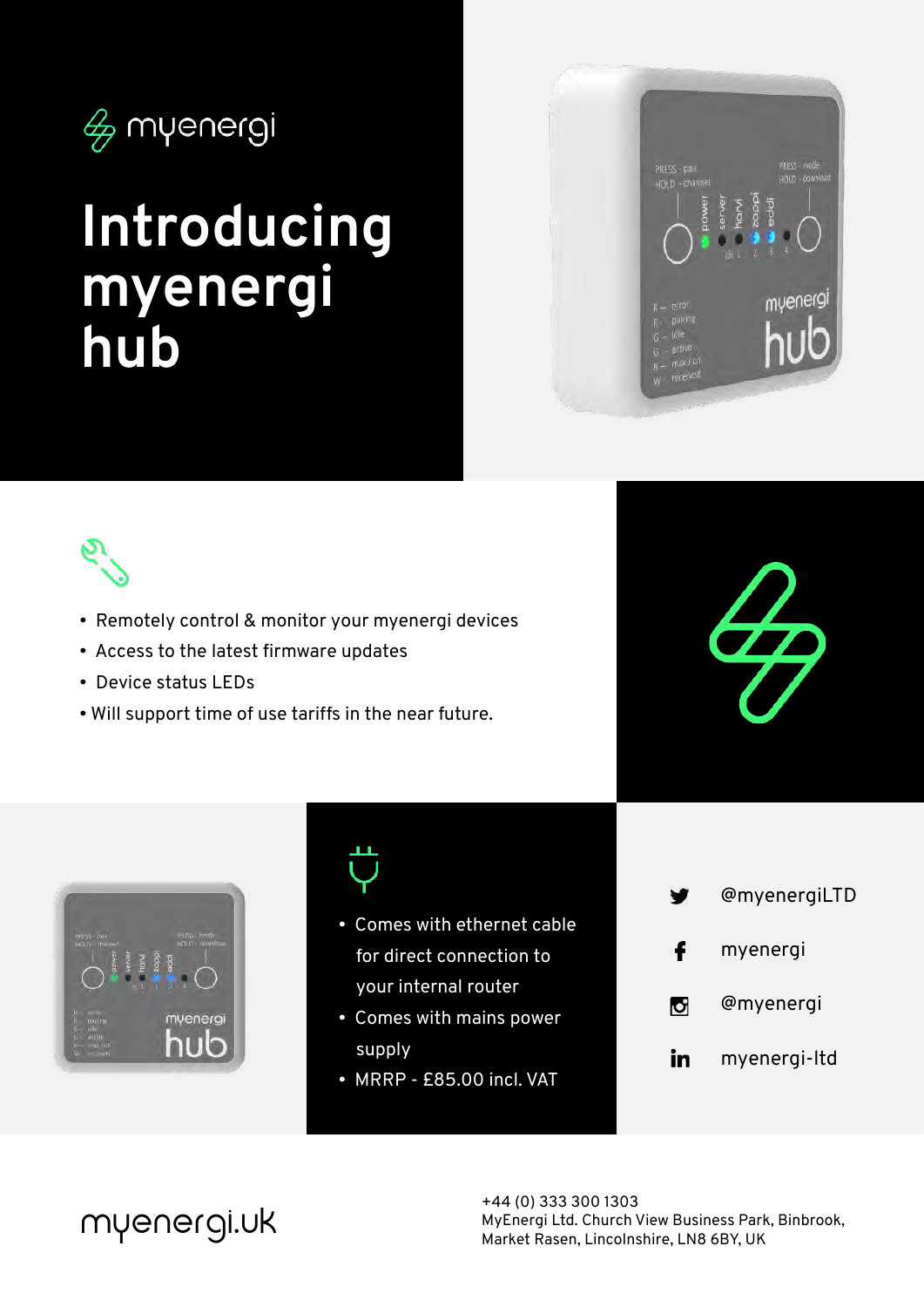myenergi

# Introducing myenergi hub

- Remotely control & monitor your myenergi devices
- Access to the latest firmware updates
- Device status LEDs
- Will support time of use tariffs in the near future.

- Comes with ethernet cable for direct connection to your internal router
- Comes with mains power supply
- MRRP - £85.00 incl. VAT

@myenergiLTD

myenergi

@myenergi

myenergi-ltd

myenergi.uk

+44 (0) 333 300 1303
MyEnergi Ltd. Church View Business Park, Binbrook, Market Rasen, Lincolnshire, LN8 6BY, UK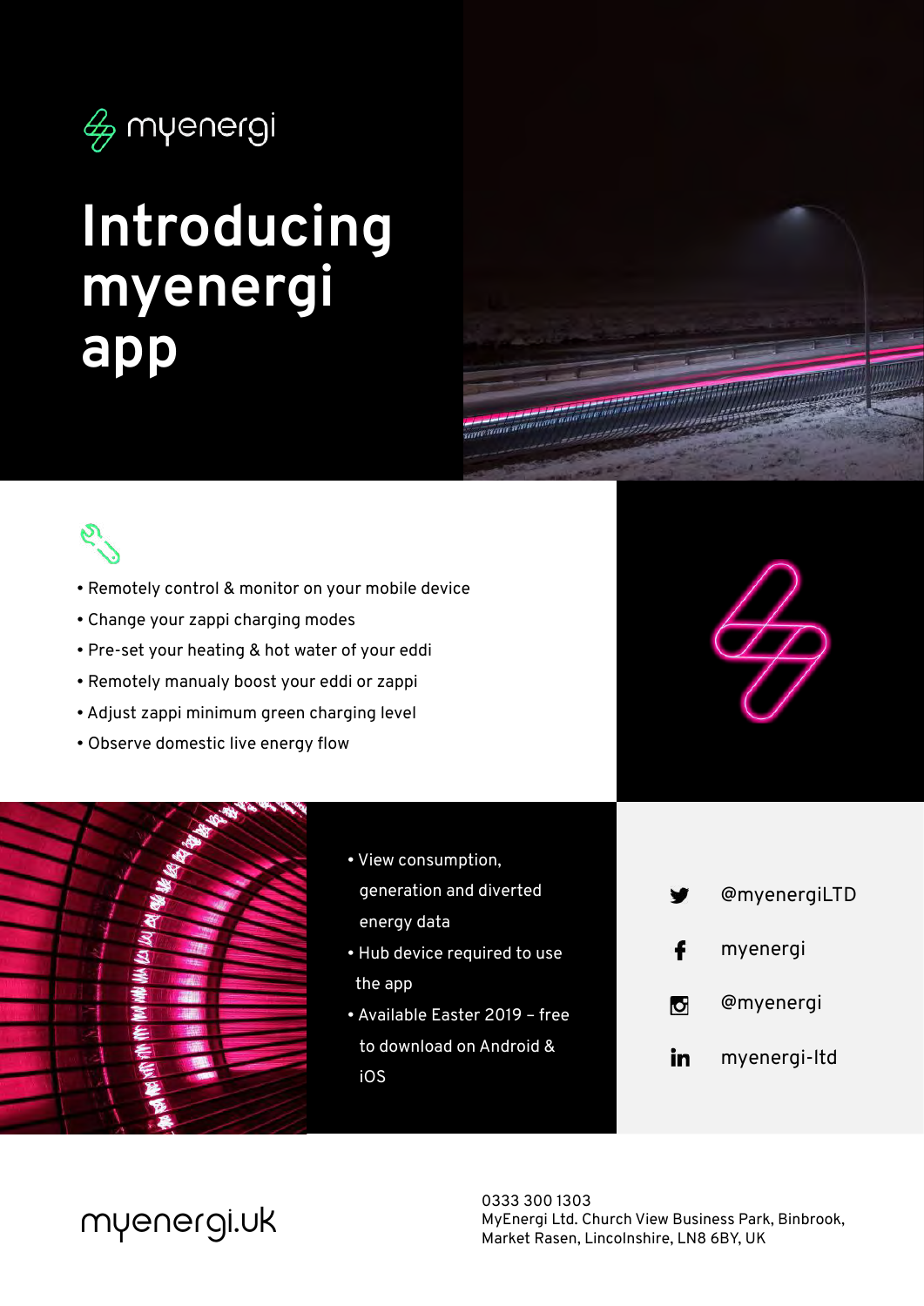myenergi

# Introducing myenergi app

- Remotely control & monitor on your mobile device
- Change your zappi charging modes
- Pre-set your heating & hot water of your eddi
- Remotely manualy boost your eddi or zappi
- Adjust zappi minimum green charging level
- Observe domestic live energy flow

- View consumption, generation and diverted energy data
- Hub device required to use the app
- Available Easter 2019 – free to download on Android & iOS

@myenergiLTD

myenergi

@myenergi

myenergi-ltd

myenergi.uk

0333 300 1303
MyEnergi Ltd. Church View Business Park, Binbrook, Market Rasen, Lincolnshire, LN8 6BY, UK